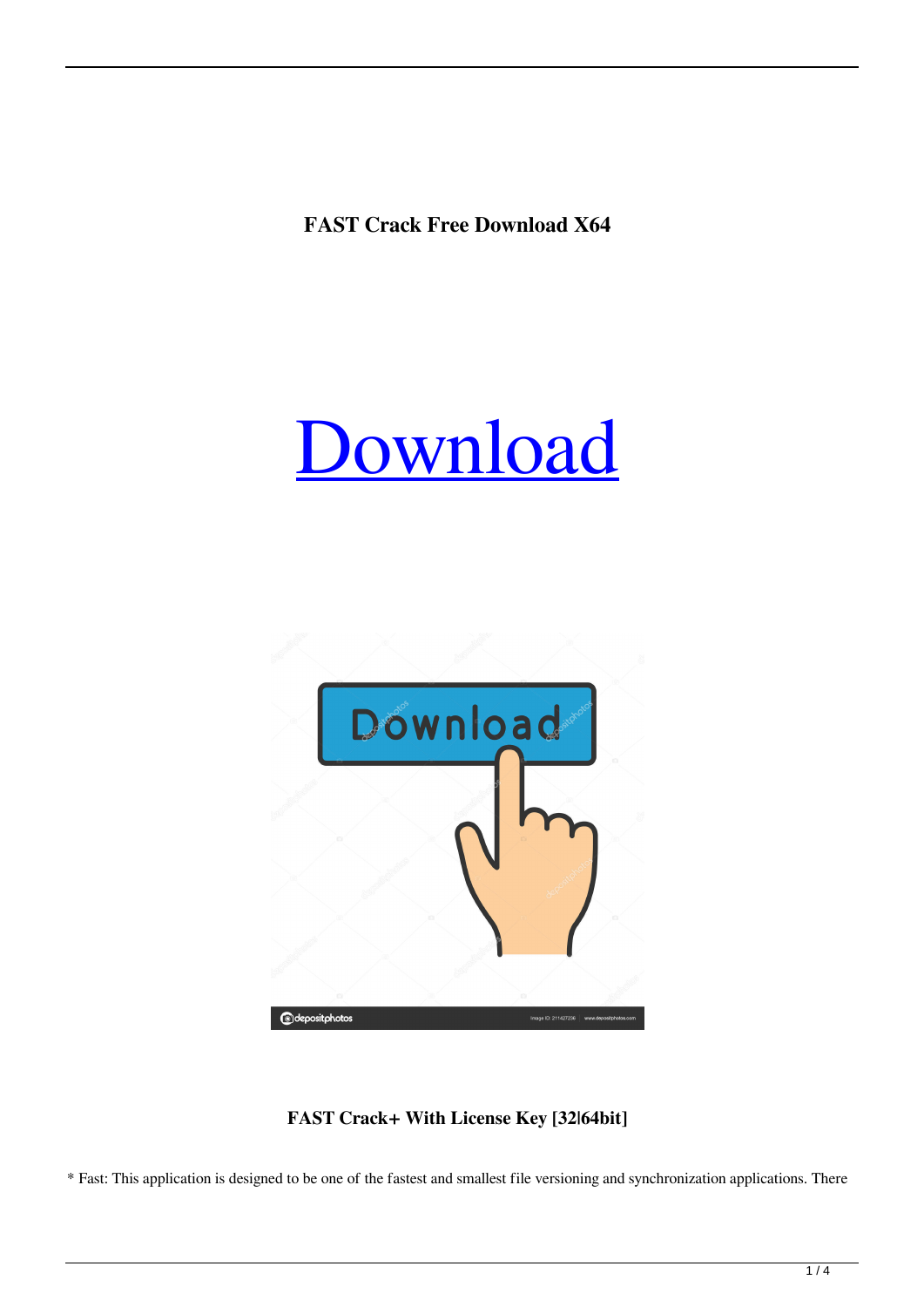**FAST Crack Free Download X64**

# Download

**FAST Crack+ With License Key [32|64bit]**

* Fast: This application is designed to be one of the fastest and smallest file versioning and synchronization applications. There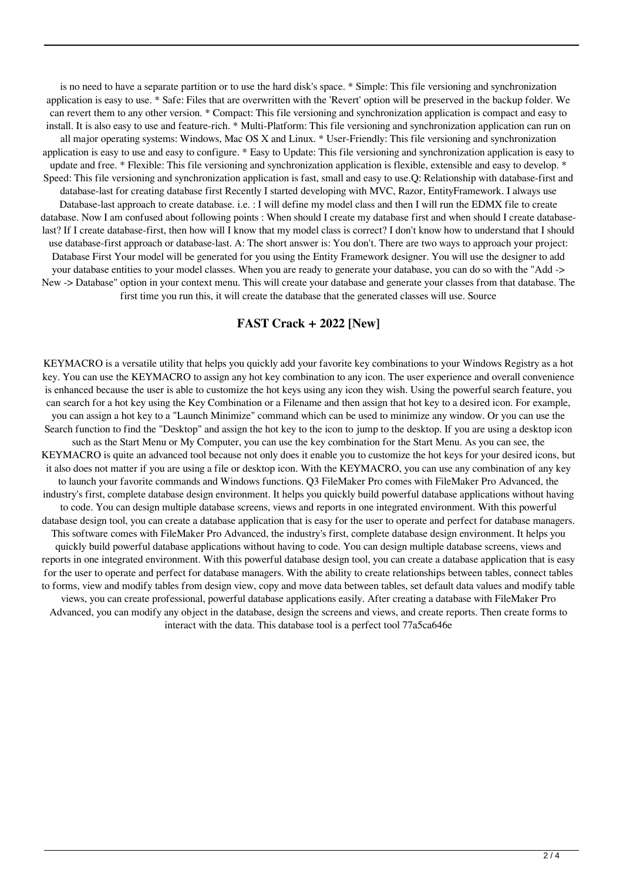is no need to have a separate partition or to use the hard disk's space. * Simple: This file versioning and synchronization application is easy to use. * Safe: Files that are overwritten with the 'Revert' option will be preserved in the backup folder. We can revert them to any other version. * Compact: This file versioning and synchronization application is compact and easy to install. It is also easy to use and feature-rich. * Multi-Platform: This file versioning and synchronization application can run on all major operating systems: Windows, Mac OS X and Linux. * User-Friendly: This file versioning and synchronization application is easy to use and easy to configure. * Easy to Update: This file versioning and synchronization application is easy to update and free. * Flexible: This file versioning and synchronization application is flexible, extensible and easy to develop. * Speed: This file versioning and synchronization application is fast, small and easy to use.Q: Relationship with database-first and database-last for creating database first Recently I started developing with MVC, Razor, EntityFramework. I always use Database-last approach to create database. i.e. : I will define my model class and then I will run the EDMX file to create database. Now I am confused about following points : When should I create my database first and when should I create database-last? If I create database-first, then how will I know that my model class is correct? I don't know how to understand that I should use database-first approach or database-last. A: The short answer is: You don't. There are two ways to approach your project: Database First Your model will be generated for you using the Entity Framework designer. You will use the designer to add your database entities to your model classes. When you are ready to generate your database, you can do so with the "Add -> New -> Database" option in your context menu. This will create your database and generate your classes from that database. The first time you run this, it will create the database that the generated classes will use. Source

## FAST Crack + 2022 [New]

KEYMACRO is a versatile utility that helps you quickly add your favorite key combinations to your Windows Registry as a hot key. You can use the KEYMACRO to assign any hot key combination to any icon. The user experience and overall convenience is enhanced because the user is able to customize the hot keys using any icon they wish. Using the powerful search feature, you can search for a hot key using the Key Combination or a Filename and then assign that hot key to a desired icon. For example, you can assign a hot key to a "Launch Minimize" command which can be used to minimize any window. Or you can use the Search function to find the "Desktop" and assign the hot key to the icon to jump to the desktop. If you are using a desktop icon such as the Start Menu or My Computer, you can use the key combination for the Start Menu. As you can see, the KEYMACRO is quite an advanced tool because not only does it enable you to customize the hot keys for your desired icons, but it also does not matter if you are using a file or desktop icon. With the KEYMACRO, you can use any combination of any key to launch your favorite commands and Windows functions. Q3 FileMaker Pro comes with FileMaker Pro Advanced, the industry's first, complete database design environment. It helps you quickly build powerful database applications without having to code. You can design multiple database screens, views and reports in one integrated environment. With this powerful database design tool, you can create a database application that is easy for the user to operate and perfect for database managers. This software comes with FileMaker Pro Advanced, the industry's first, complete database design environment. It helps you quickly build powerful database applications without having to code. You can design multiple database screens, views and reports in one integrated environment. With this powerful database design tool, you can create a database application that is easy for the user to operate and perfect for database managers. With the ability to create relationships between tables, connect tables to forms, view and modify tables from design view, copy and move data between tables, set default data values and modify table views, you can create professional, powerful database applications easily. After creating a database with FileMaker Pro Advanced, you can modify any object in the database, design the screens and views, and create reports. Then create forms to interact with the data. This database tool is a perfect tool 77a5ca646e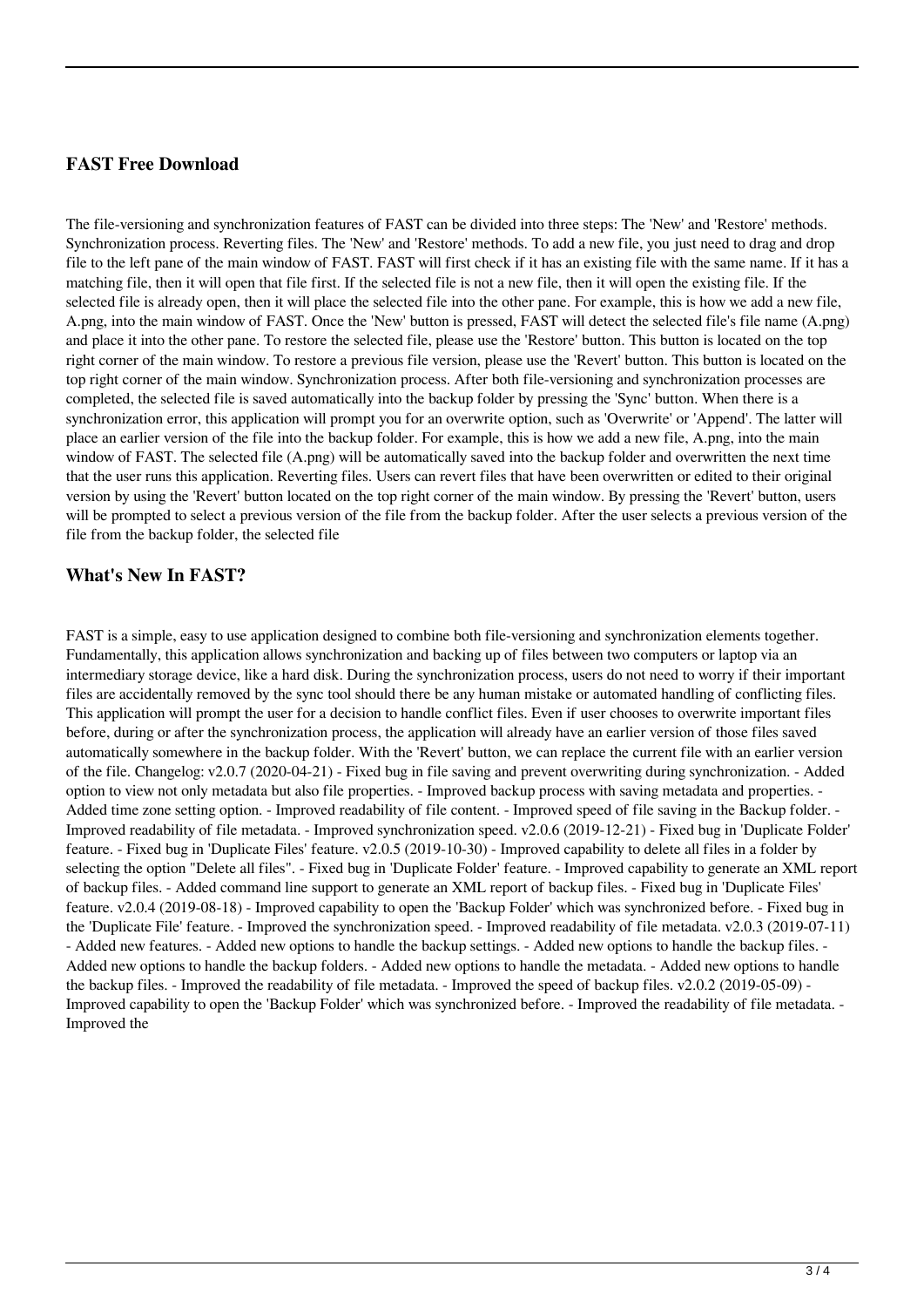## FAST Free Download

The file-versioning and synchronization features of FAST can be divided into three steps: The 'New' and 'Restore' methods. Synchronization process. Reverting files. The 'New' and 'Restore' methods. To add a new file, you just need to drag and drop file to the left pane of the main window of FAST. FAST will first check if it has an existing file with the same name. If it has a matching file, then it will open that file first. If the selected file is not a new file, then it will open the existing file. If the selected file is already open, then it will place the selected file into the other pane. For example, this is how we add a new file, A.png, into the main window of FAST. Once the 'New' button is pressed, FAST will detect the selected file's file name (A.png) and place it into the other pane. To restore the selected file, please use the 'Restore' button. This button is located on the top right corner of the main window. To restore a previous file version, please use the 'Revert' button. This button is located on the top right corner of the main window. Synchronization process. After both file-versioning and synchronization processes are completed, the selected file is saved automatically into the backup folder by pressing the 'Sync' button. When there is a synchronization error, this application will prompt you for an overwrite option, such as 'Overwrite' or 'Append'. The latter will place an earlier version of the file into the backup folder. For example, this is how we add a new file, A.png, into the main window of FAST. The selected file (A.png) will be automatically saved into the backup folder and overwritten the next time that the user runs this application. Reverting files. Users can revert files that have been overwritten or edited to their original version by using the 'Revert' button located on the top right corner of the main window. By pressing the 'Revert' button, users will be prompted to select a previous version of the file from the backup folder. After the user selects a previous version of the file from the backup folder, the selected file

## What's New In FAST?

FAST is a simple, easy to use application designed to combine both file-versioning and synchronization elements together. Fundamentally, this application allows synchronization and backing up of files between two computers or laptop via an intermediary storage device, like a hard disk. During the synchronization process, users do not need to worry if their important files are accidentally removed by the sync tool should there be any human mistake or automated handling of conflicting files. This application will prompt the user for a decision to handle conflict files. Even if user chooses to overwrite important files before, during or after the synchronization process, the application will already have an earlier version of those files saved automatically somewhere in the backup folder. With the 'Revert' button, we can replace the current file with an earlier version of the file. Changelog: v2.0.7 (2020-04-21) - Fixed bug in file saving and prevent overwriting during synchronization. - Added option to view not only metadata but also file properties. - Improved backup process with saving metadata and properties. - Added time zone setting option. - Improved readability of file content. - Improved speed of file saving in the Backup folder. - Improved readability of file metadata. - Improved synchronization speed. v2.0.6 (2019-12-21) - Fixed bug in 'Duplicate Folder' feature. - Fixed bug in 'Duplicate Files' feature. v2.0.5 (2019-10-30) - Improved capability to delete all files in a folder by selecting the option "Delete all files". - Fixed bug in 'Duplicate Folder' feature. - Improved capability to generate an XML report of backup files. - Added command line support to generate an XML report of backup files. - Fixed bug in 'Duplicate Files' feature. v2.0.4 (2019-08-18) - Improved capability to open the 'Backup Folder' which was synchronized before. - Fixed bug in the 'Duplicate File' feature. - Improved the synchronization speed. - Improved readability of file metadata. v2.0.3 (2019-07-11) - Added new features. - Added new options to handle the backup settings. - Added new options to handle the backup files. - Added new options to handle the backup folders. - Added new options to handle the metadata. - Added new options to handle the backup files. - Improved the readability of file metadata. - Improved the speed of backup files. v2.0.2 (2019-05-09) - Improved capability to open the 'Backup Folder' which was synchronized before. - Improved the readability of file metadata. - Improved the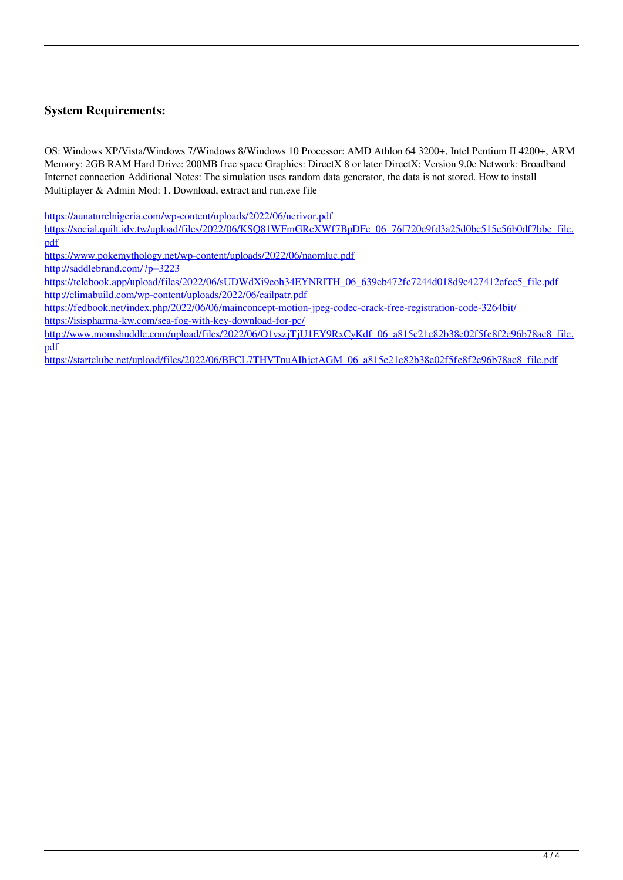### System Requirements:

OS: Windows XP/Vista/Windows 7/Windows 8/Windows 10 Processor: AMD Athlon 64 3200+, Intel Pentium II 4200+, ARM Memory: 2GB RAM Hard Drive: 200MB free space Graphics: DirectX 8 or later DirectX: Version 9.0c Network: Broadband Internet connection Additional Notes: The simulation uses random data generator, the data is not stored. How to install Multiplayer & Admin Mod: 1. Download, extract and run.exe file

https://aunaturelnigeria.com/wp-content/uploads/2022/06/nerivor.pdf
https://social.quilt.idv.tw/upload/files/2022/06/KSQ81WFmGRcXWf7BpDFe_06_76f720e9fd3a25d0bc515e56b0df7bbe_file.pdf
https://www.pokemythology.net/wp-content/uploads/2022/06/naomluc.pdf
http://saddlebrand.com/?p=3223
https://telebook.app/upload/files/2022/06/sUDWdXi9eoh34EYNRITH_06_639eb472fc7244d018d9c427412efce5_file.pdf
http://climabuild.com/wp-content/uploads/2022/06/cailpatr.pdf
https://fedbook.net/index.php/2022/06/06/mainconcept-motion-jpeg-codec-crack-free-registration-code-3264bit/
https://isispharma-kw.com/sea-fog-with-key-download-for-pc/
http://www.momshuddle.com/upload/files/2022/06/O1vszjTjU1EY9RxCyKdf_06_a815c21e82b38e02f5fe8f2e96b78ac8_file.pdf
https://startclube.net/upload/files/2022/06/BFCL7THVTnuAIhjctAGM_06_a815c21e82b38e02f5fe8f2e96b78ac8_file.pdf